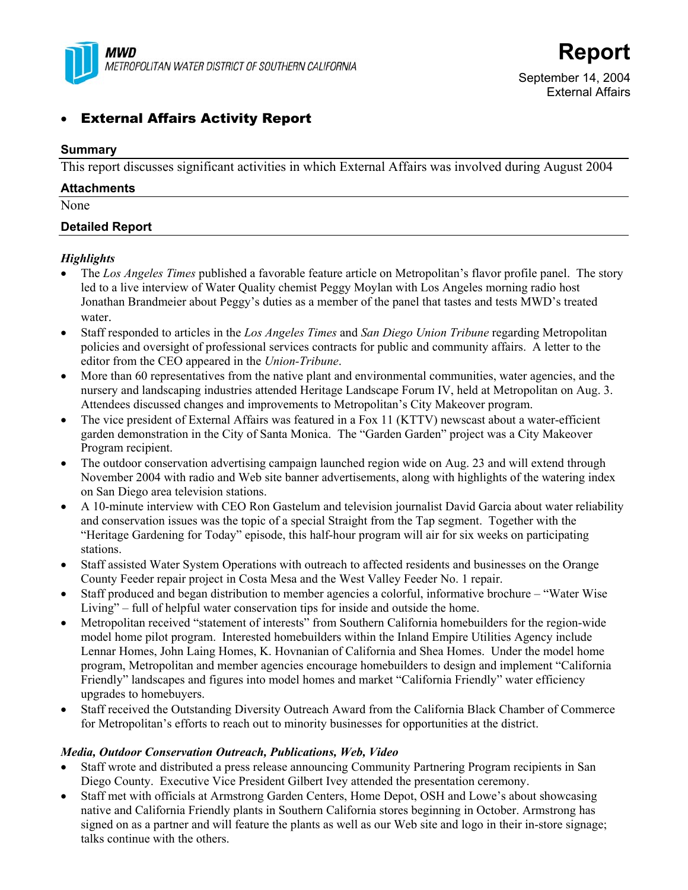**MWD**
*METROPOLITAN WATER DISTRICT OF SOUTHERN CALIFORNIA*

# Report

September 14, 2004
External Affairs

- **External Affairs Activity Report**

## Summary

This report discusses significant activities in which External Affairs was involved during August 2004

## Attachments

None

## Detailed Report

### *Highlights*

- The *Los Angeles Times* published a favorable feature article on Metropolitan's flavor profile panel. The story led to a live interview of Water Quality chemist Peggy Moylan with Los Angeles morning radio host Jonathan Brandmeier about Peggy's duties as a member of the panel that tastes and tests MWD's treated water.
- Staff responded to articles in the *Los Angeles Times* and *San Diego Union Tribune* regarding Metropolitan policies and oversight of professional services contracts for public and community affairs. A letter to the editor from the CEO appeared in the *Union-Tribune*.
- More than 60 representatives from the native plant and environmental communities, water agencies, and the nursery and landscaping industries attended Heritage Landscape Forum IV, held at Metropolitan on Aug. 3. Attendees discussed changes and improvements to Metropolitan's City Makeover program.
- The vice president of External Affairs was featured in a Fox 11 (KTTV) newscast about a water-efficient garden demonstration in the City of Santa Monica. The "Garden Garden" project was a City Makeover Program recipient.
- The outdoor conservation advertising campaign launched region wide on Aug. 23 and will extend through November 2004 with radio and Web site banner advertisements, along with highlights of the watering index on San Diego area television stations.
- A 10-minute interview with CEO Ron Gastelum and television journalist David Garcia about water reliability and conservation issues was the topic of a special Straight from the Tap segment. Together with the "Heritage Gardening for Today" episode, this half-hour program will air for six weeks on participating stations.
- Staff assisted Water System Operations with outreach to affected residents and businesses on the Orange County Feeder repair project in Costa Mesa and the West Valley Feeder No. 1 repair.
- Staff produced and began distribution to member agencies a colorful, informative brochure – "Water Wise Living" – full of helpful water conservation tips for inside and outside the home.
- Metropolitan received "statement of interests" from Southern California homebuilders for the region-wide model home pilot program. Interested homebuilders within the Inland Empire Utilities Agency include Lennar Homes, John Laing Homes, K. Hovnanian of California and Shea Homes. Under the model home program, Metropolitan and member agencies encourage homebuilders to design and implement "California Friendly" landscapes and figures into model homes and market "California Friendly" water efficiency upgrades to homebuyers.
- Staff received the Outstanding Diversity Outreach Award from the California Black Chamber of Commerce for Metropolitan's efforts to reach out to minority businesses for opportunities at the district.

### *Media, Outdoor Conservation Outreach, Publications, Web, Video*

- Staff wrote and distributed a press release announcing Community Partnering Program recipients in San Diego County. Executive Vice President Gilbert Ivey attended the presentation ceremony.
- Staff met with officials at Armstrong Garden Centers, Home Depot, OSH and Lowe's about showcasing native and California Friendly plants in Southern California stores beginning in October. Armstrong has signed on as a partner and will feature the plants as well as our Web site and logo in their in-store signage; talks continue with the others.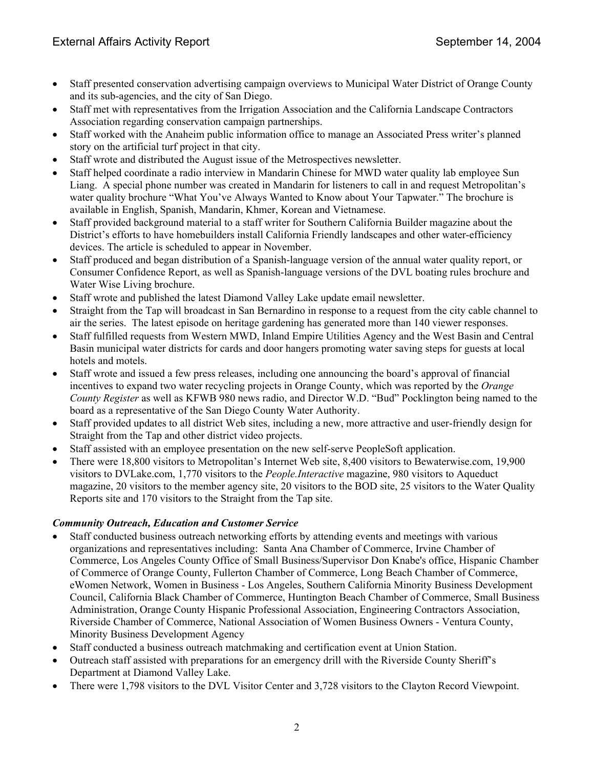- Staff presented conservation advertising campaign overviews to Municipal Water District of Orange County and its sub-agencies, and the city of San Diego.
- Staff met with representatives from the Irrigation Association and the California Landscape Contractors Association regarding conservation campaign partnerships.
- Staff worked with the Anaheim public information office to manage an Associated Press writer's planned story on the artificial turf project in that city.
- Staff wrote and distributed the August issue of the Metrospectives newsletter.
- Staff helped coordinate a radio interview in Mandarin Chinese for MWD water quality lab employee Sun Liang. A special phone number was created in Mandarin for listeners to call in and request Metropolitan's water quality brochure "What You've Always Wanted to Know about Your Tapwater." The brochure is available in English, Spanish, Mandarin, Khmer, Korean and Vietnamese.
- Staff provided background material to a staff writer for Southern California Builder magazine about the District's efforts to have homebuilders install California Friendly landscapes and other water-efficiency devices. The article is scheduled to appear in November.
- Staff produced and began distribution of a Spanish-language version of the annual water quality report, or Consumer Confidence Report, as well as Spanish-language versions of the DVL boating rules brochure and Water Wise Living brochure.
- Staff wrote and published the latest Diamond Valley Lake update email newsletter.
- Straight from the Tap will broadcast in San Bernardino in response to a request from the city cable channel to air the series. The latest episode on heritage gardening has generated more than 140 viewer responses.
- Staff fulfilled requests from Western MWD, Inland Empire Utilities Agency and the West Basin and Central Basin municipal water districts for cards and door hangers promoting water saving steps for guests at local hotels and motels.
- Staff wrote and issued a few press releases, including one announcing the board's approval of financial incentives to expand two water recycling projects in Orange County, which was reported by the *Orange County Register* as well as KFWB 980 news radio, and Director W.D. "Bud" Pocklington being named to the board as a representative of the San Diego County Water Authority.
- Staff provided updates to all district Web sites, including a new, more attractive and user-friendly design for Straight from the Tap and other district video projects.
- Staff assisted with an employee presentation on the new self-serve PeopleSoft application.
- There were 18,800 visitors to Metropolitan's Internet Web site, 8,400 visitors to Bewaterwise.com, 19,900 visitors to DVLake.com, 1,770 visitors to the *People.Interactive* magazine, 980 visitors to Aqueduct magazine, 20 visitors to the member agency site, 20 visitors to the BOD site, 25 visitors to the Water Quality Reports site and 170 visitors to the Straight from the Tap site.

### *Community Outreach, Education and Customer Service*

- Staff conducted business outreach networking efforts by attending events and meetings with various organizations and representatives including: Santa Ana Chamber of Commerce, Irvine Chamber of Commerce, Los Angeles County Office of Small Business/Supervisor Don Knabe's office, Hispanic Chamber of Commerce of Orange County, Fullerton Chamber of Commerce, Long Beach Chamber of Commerce, eWomen Network, Women in Business - Los Angeles, Southern California Minority Business Development Council, California Black Chamber of Commerce, Huntington Beach Chamber of Commerce, Small Business Administration, Orange County Hispanic Professional Association, Engineering Contractors Association, Riverside Chamber of Commerce, National Association of Women Business Owners - Ventura County, Minority Business Development Agency
- Staff conducted a business outreach matchmaking and certification event at Union Station.
- Outreach staff assisted with preparations for an emergency drill with the Riverside County Sheriff's Department at Diamond Valley Lake.
- There were 1,798 visitors to the DVL Visitor Center and 3,728 visitors to the Clayton Record Viewpoint.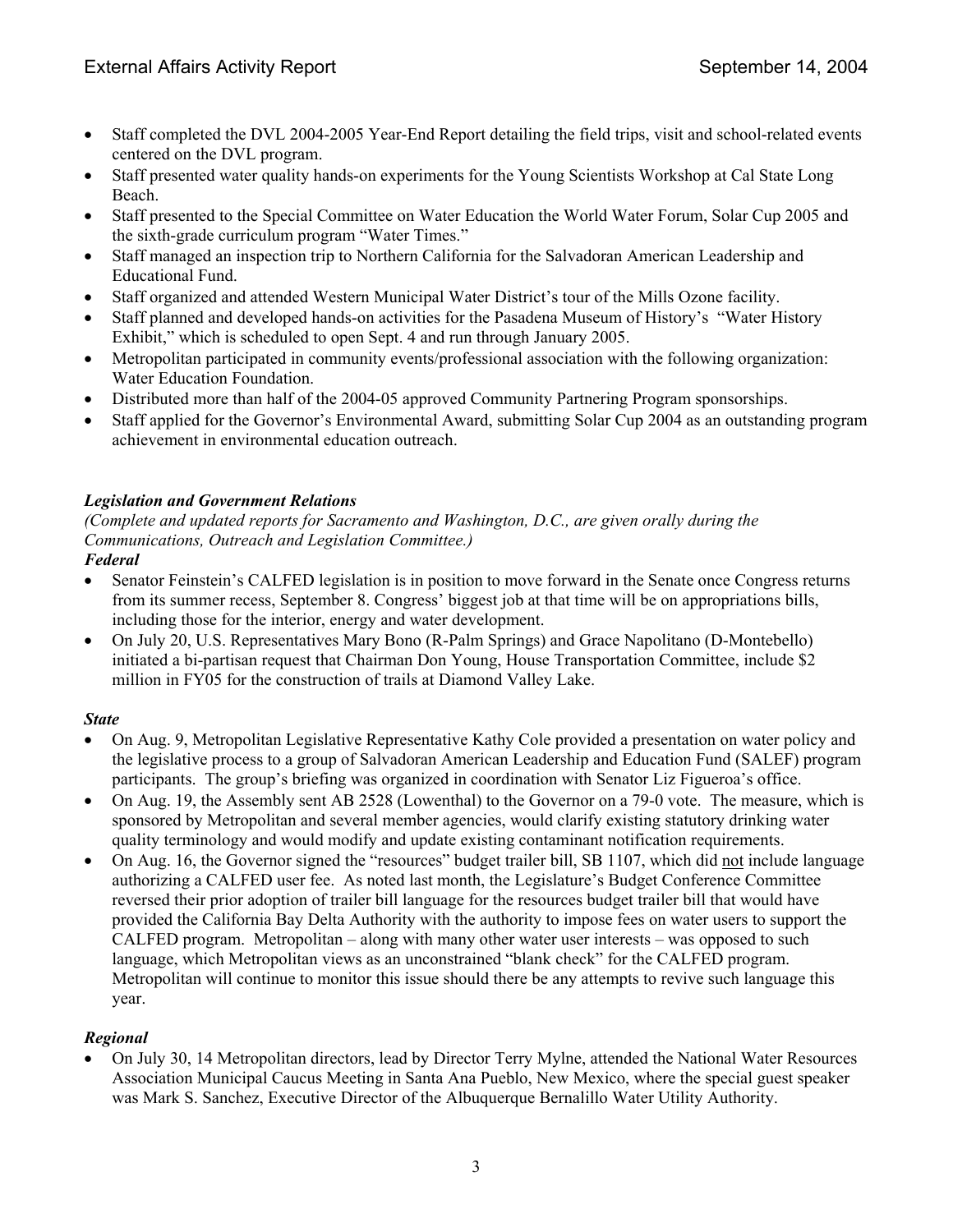- Staff completed the DVL 2004-2005 Year-End Report detailing the field trips, visit and school-related events centered on the DVL program.
- Staff presented water quality hands-on experiments for the Young Scientists Workshop at Cal State Long Beach.
- Staff presented to the Special Committee on Water Education the World Water Forum, Solar Cup 2005 and the sixth-grade curriculum program "Water Times."
- Staff managed an inspection trip to Northern California for the Salvadoran American Leadership and Educational Fund.
- Staff organized and attended Western Municipal Water District's tour of the Mills Ozone facility.
- Staff planned and developed hands-on activities for the Pasadena Museum of History's "Water History Exhibit," which is scheduled to open Sept. 4 and run through January 2005.
- Metropolitan participated in community events/professional association with the following organization: Water Education Foundation.
- Distributed more than half of the 2004-05 approved Community Partnering Program sponsorships.
- Staff applied for the Governor's Environmental Award, submitting Solar Cup 2004 as an outstanding program achievement in environmental education outreach.

### *Legislation and Government Relations*

*(Complete and updated reports for Sacramento and Washington, D.C., are given orally during the Communications, Outreach and Legislation Committee.)*

#### *Federal*

- Senator Feinstein's CALFED legislation is in position to move forward in the Senate once Congress returns from its summer recess, September 8. Congress' biggest job at that time will be on appropriations bills, including those for the interior, energy and water development.
- On July 20, U.S. Representatives Mary Bono (R-Palm Springs) and Grace Napolitano (D-Montebello) initiated a bi-partisan request that Chairman Don Young, House Transportation Committee, include $2 million in FY05 for the construction of trails at Diamond Valley Lake.

#### *State*

- On Aug. 9, Metropolitan Legislative Representative Kathy Cole provided a presentation on water policy and the legislative process to a group of Salvadoran American Leadership and Education Fund (SALEF) program participants. The group's briefing was organized in coordination with Senator Liz Figueroa's office.
- On Aug. 19, the Assembly sent AB 2528 (Lowenthal) to the Governor on a 79-0 vote. The measure, which is sponsored by Metropolitan and several member agencies, would clarify existing statutory drinking water quality terminology and would modify and update existing contaminant notification requirements.
- On Aug. 16, the Governor signed the "resources" budget trailer bill, SB 1107, which did not include language authorizing a CALFED user fee. As noted last month, the Legislature's Budget Conference Committee reversed their prior adoption of trailer bill language for the resources budget trailer bill that would have provided the California Bay Delta Authority with the authority to impose fees on water users to support the CALFED program. Metropolitan – along with many other water user interests – was opposed to such language, which Metropolitan views as an unconstrained "blank check" for the CALFED program. Metropolitan will continue to monitor this issue should there be any attempts to revive such language this year.

#### *Regional*

- On July 30, 14 Metropolitan directors, lead by Director Terry Mylne, attended the National Water Resources Association Municipal Caucus Meeting in Santa Ana Pueblo, New Mexico, where the special guest speaker was Mark S. Sanchez, Executive Director of the Albuquerque Bernalillo Water Utility Authority.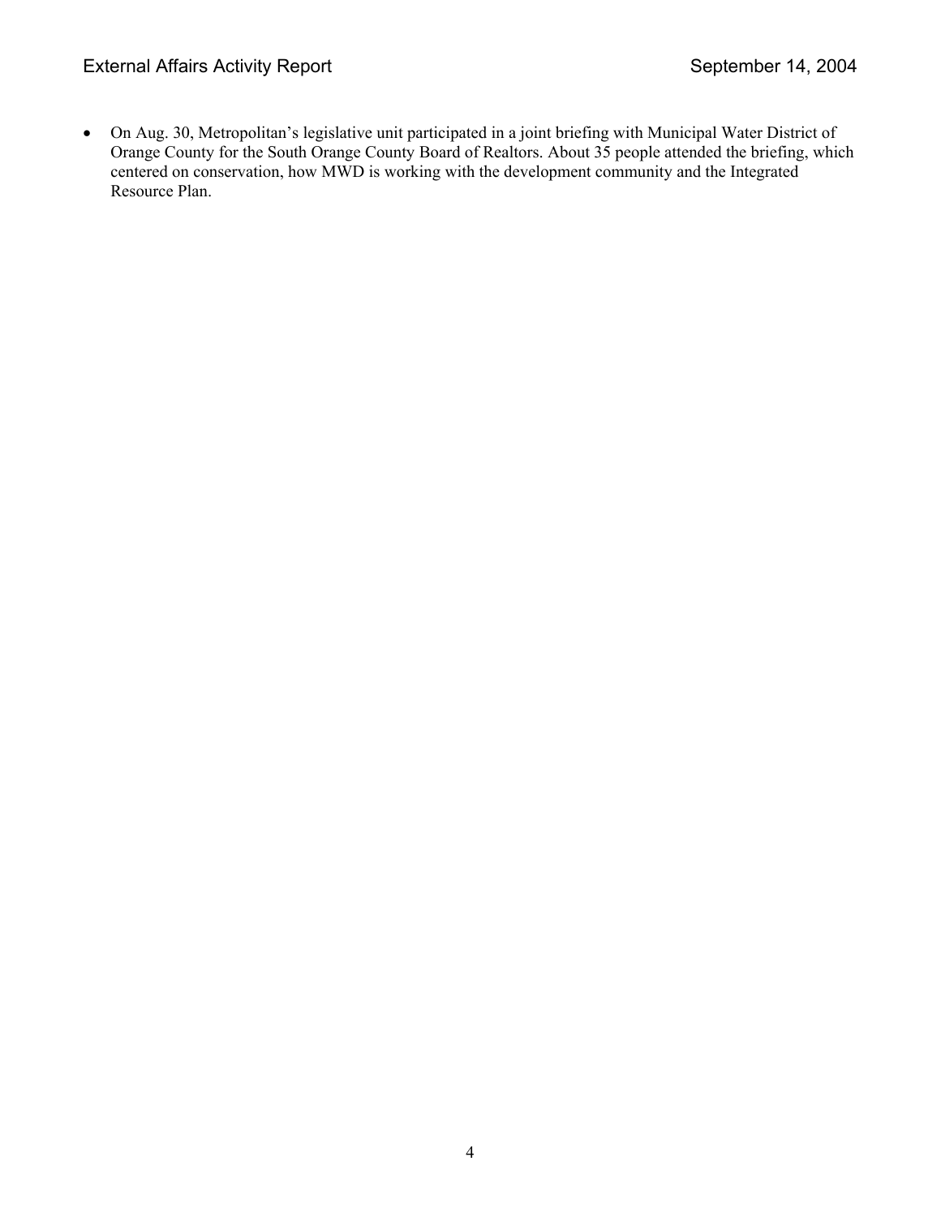- On Aug. 30, Metropolitan's legislative unit participated in a joint briefing with Municipal Water District of Orange County for the South Orange County Board of Realtors. About 35 people attended the briefing, which centered on conservation, how MWD is working with the development community and the Integrated Resource Plan.